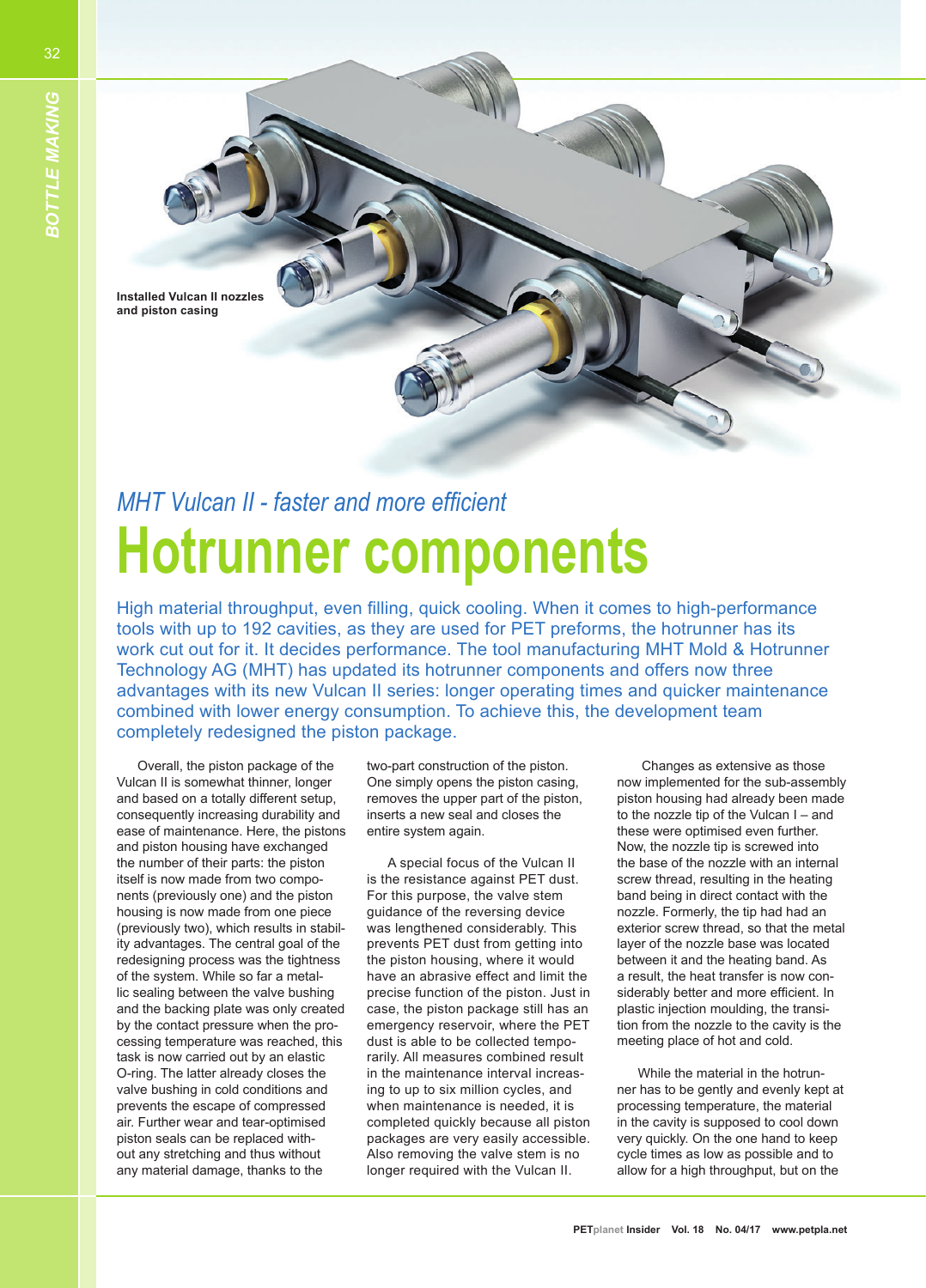Installed Vulcan II nozzles and piston casing

## *MHT Vulcan II - faster and more efficient*

# Hotrunner components

High material throughput, even filling, quick cooling. When it comes to high-performance tools with up to 192 cavities, as they are used for PET preforms, the hotrunner has its work cut out for it. It decides performance. The tool manufacturing MHT Mold & Hotrunner Technology AG (MHT) has updated its hotrunner components and offers now three advantages with its new Vulcan II series: longer operating times and quicker maintenance combined with lower energy consumption. To achieve this, the development team completely redesigned the piston package.

Overall, the piston package of the Vulcan II is somewhat thinner, longer and based on a totally different setup, consequently increasing durability and ease of maintenance. Here, the pistons and piston housing have exchanged the number of their parts: the piston itself is now made from two components (previously one) and the piston housing is now made from one piece (previously two), which results in stability advantages. The central goal of the redesigning process was the tightness of the system. While so far a metallic sealing between the valve bushing and the backing plate was only created by the contact pressure when the processing temperature was reached, this task is now carried out by an elastic O-ring. The latter already closes the valve bushing in cold conditions and prevents the escape of compressed air. Further wear and tear-optimised piston seals can be replaced without any stretching and thus without any material damage, thanks to the two-part construction of the piston. One simply opens the piston casing, removes the upper part of the piston, inserts a new seal and closes the entire system again.

A special focus of the Vulcan II is the resistance against PET dust. For this purpose, the valve stem guidance of the reversing device was lengthened considerably. This prevents PET dust from getting into the piston housing, where it would have an abrasive effect and limit the precise function of the piston. Just in case, the piston package still has an emergency reservoir, where the PET dust is able to be collected temporarily. All measures combined result in the maintenance interval increasing to up to six million cycles, and when maintenance is needed, it is completed quickly because all piston packages are very easily accessible. Also removing the valve stem is no longer required with the Vulcan II.

Changes as extensive as those now implemented for the sub-assembly piston housing had already been made to the nozzle tip of the Vulcan I – and these were optimised even further. Now, the nozzle tip is screwed into the base of the nozzle with an internal screw thread, resulting in the heating band being in direct contact with the nozzle. Formerly, the tip had had an exterior screw thread, so that the metal layer of the nozzle base was located between it and the heating band. As a result, the heat transfer is now considerably better and more efficient. In plastic injection moulding, the transition from the nozzle to the cavity is the meeting place of hot and cold.

While the material in the hotrunner has to be gently and evenly kept at processing temperature, the material in the cavity is supposed to cool down very quickly. On the one hand to keep cycle times as low as possible and to allow for a high throughput, but on the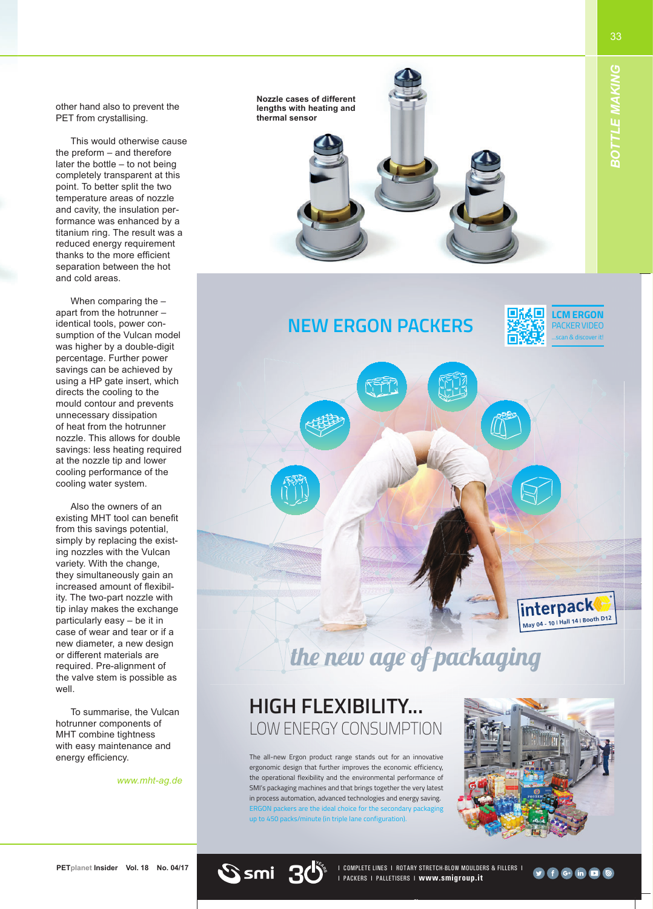other hand also to prevent the PET from crystallising.

This would otherwise cause the preform – and therefore later the bottle – to not being completely transparent at this point. To better split the two temperature areas of nozzle and cavity, the insulation performance was enhanced by a titanium ring. The result was a reduced energy requirement thanks to the more efficient separation between the hot and cold areas.

When comparing the – apart from the hotrunner – identical tools, power consumption of the Vulcan model was higher by a double-digit percentage. Further power savings can be achieved by using a HP gate insert, which directs the cooling to the mould contour and prevents unnecessary dissipation of heat from the hotrunner nozzle. This allows for double savings: less heating required at the nozzle tip and lower cooling performance of the cooling water system.

Also the owners of an existing MHT tool can benefit from this savings potential, simply by replacing the existing nozzles with the Vulcan variety. With the change, they simultaneously gain an increased amount of flexibility. The two-part nozzle with tip inlay makes the exchange particularly easy – be it in case of wear and tear or if a new diameter, a new design or different materials are required. Pre-alignment of the valve stem is possible as well.

To summarise, the Vulcan hotrunner components of MHT combine tightness with easy maintenance and energy efficiency.

*www.mht-ag.de*

**Nozzle cases of different lengths with heating and thermal sensor**

NEW ERGON PACKERS

LCM ERGON
PACKER VIDEO
...scan & discover it!

interpack
May 04 - 10 | Hall 14 | Booth D12

*the new age of packaging*

HIGH FLEXIBILITY...
LOW ENERGY CONSUMPTION

The all-new Ergon product range stands out for an innovative ergonomic design that further improves the economic efficiency, the operational flexibility and the environmental performance of SMI's packaging machines and that brings together the very latest in process automation, advanced technologies and energy saving. ERGON packers are the ideal choice for the secondary packaging up to 450 packs/minute (in triple lane configuration).

smi 30 YEARS | COMPLETE LINES | ROTARY STRETCH-BLOW MOULDERS & FILLERS | PACKERS | PALLETISERS | www.smigroup.it